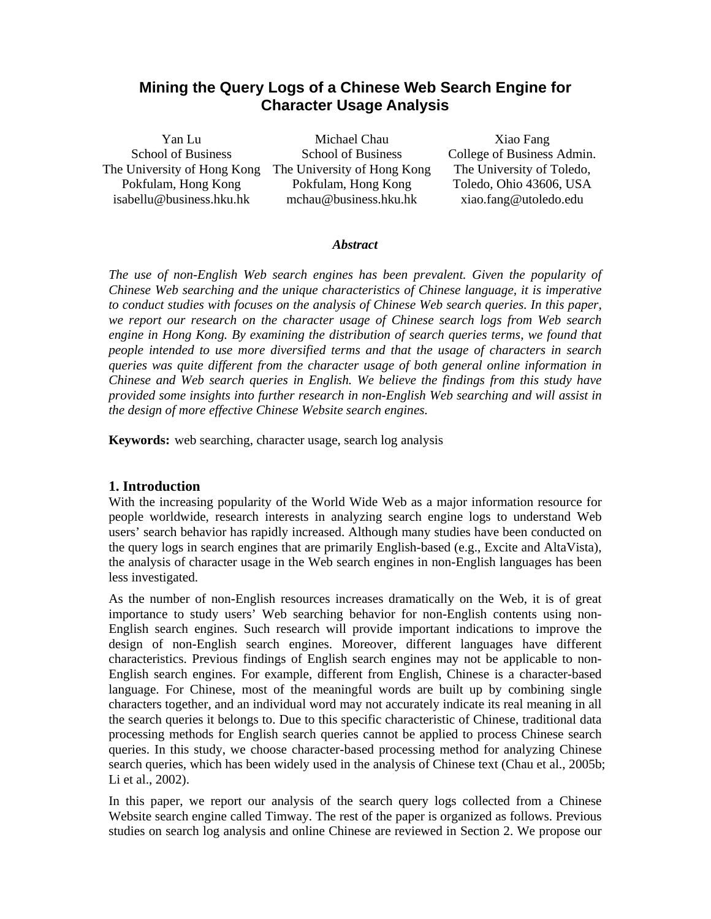# Mining the Query Logs of a Chinese Web Search Engine for Character Usage Analysis

Yan Lu
School of Business
The University of Hong Kong
Pokfulam, Hong Kong
isabellu@business.hku.hk

Michael Chau
School of Business
The University of Hong Kong
Pokfulam, Hong Kong
mchau@business.hku.hk

Xiao Fang
College of Business Admin.
The University of Toledo,
Toledo, Ohio 43606, USA
xiao.fang@utoledo.edu

***Abstract***

*The use of non-English Web search engines has been prevalent. Given the popularity of Chinese Web searching and the unique characteristics of Chinese language, it is imperative to conduct studies with focuses on the analysis of Chinese Web search queries. In this paper, we report our research on the character usage of Chinese search logs from Web search engine in Hong Kong. By examining the distribution of search queries terms, we found that people intended to use more diversified terms and that the usage of characters in search queries was quite different from the character usage of both general online information in Chinese and Web search queries in English. We believe the findings from this study have provided some insights into further research in non-English Web searching and will assist in the design of more effective Chinese Website search engines.*

**Keywords:** web searching, character usage, search log analysis

## 1. Introduction

With the increasing popularity of the World Wide Web as a major information resource for people worldwide, research interests in analyzing search engine logs to understand Web users' search behavior has rapidly increased. Although many studies have been conducted on the query logs in search engines that are primarily English-based (e.g., Excite and AltaVista), the analysis of character usage in the Web search engines in non-English languages has been less investigated.

As the number of non-English resources increases dramatically on the Web, it is of great importance to study users' Web searching behavior for non-English contents using non-English search engines. Such research will provide important indications to improve the design of non-English search engines. Moreover, different languages have different characteristics. Previous findings of English search engines may not be applicable to non-English search engines. For example, different from English, Chinese is a character-based language. For Chinese, most of the meaningful words are built up by combining single characters together, and an individual word may not accurately indicate its real meaning in all the search queries it belongs to. Due to this specific characteristic of Chinese, traditional data processing methods for English search queries cannot be applied to process Chinese search queries. In this study, we choose character-based processing method for analyzing Chinese search queries, which has been widely used in the analysis of Chinese text (Chau et al., 2005b; Li et al., 2002).

In this paper, we report our analysis of the search query logs collected from a Chinese Website search engine called Timway. The rest of the paper is organized as follows. Previous studies on search log analysis and online Chinese are reviewed in Section 2. We propose our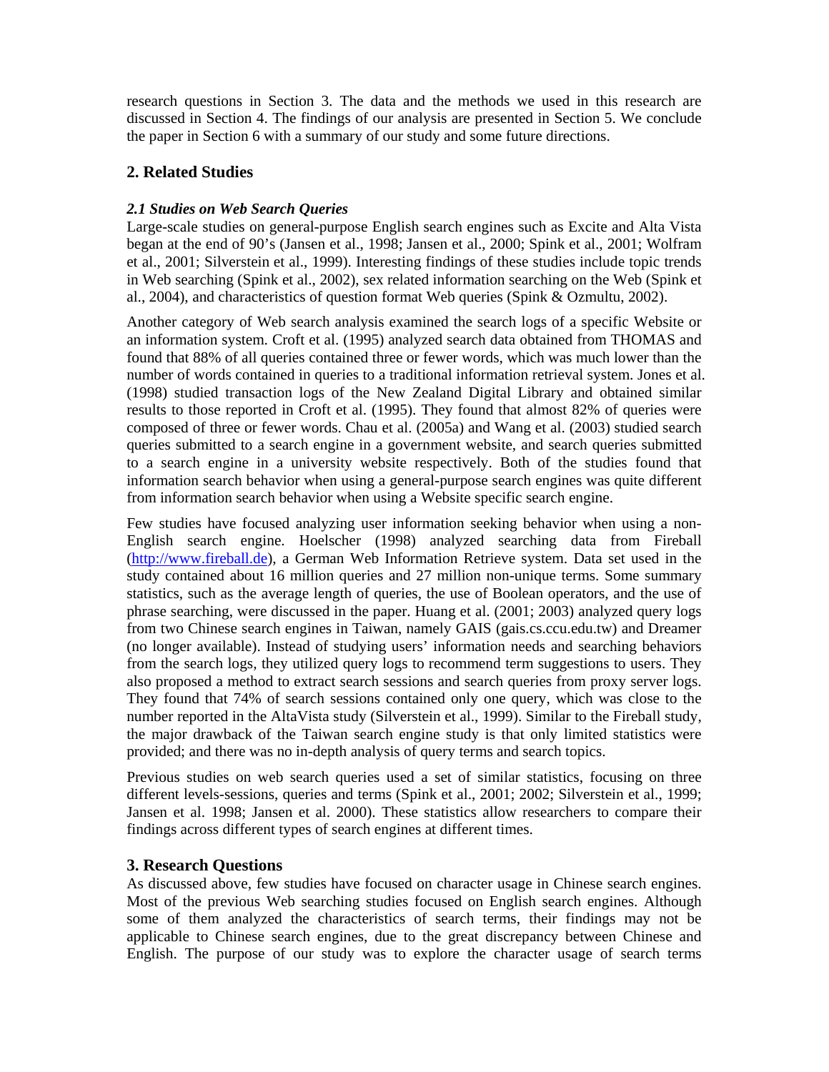research questions in Section 3. The data and the methods we used in this research are discussed in Section 4. The findings of our analysis are presented in Section 5. We conclude the paper in Section 6 with a summary of our study and some future directions.

## 2. Related Studies

### *2.1 Studies on Web Search Queries*

Large-scale studies on general-purpose English search engines such as Excite and Alta Vista began at the end of 90's (Jansen et al., 1998; Jansen et al., 2000; Spink et al., 2001; Wolfram et al., 2001; Silverstein et al., 1999). Interesting findings of these studies include topic trends in Web searching (Spink et al., 2002), sex related information searching on the Web (Spink et al., 2004), and characteristics of question format Web queries (Spink & Ozmultu, 2002).

Another category of Web search analysis examined the search logs of a specific Website or an information system. Croft et al. (1995) analyzed search data obtained from THOMAS and found that 88% of all queries contained three or fewer words, which was much lower than the number of words contained in queries to a traditional information retrieval system. Jones et al. (1998) studied transaction logs of the New Zealand Digital Library and obtained similar results to those reported in Croft et al. (1995). They found that almost 82% of queries were composed of three or fewer words. Chau et al. (2005a) and Wang et al. (2003) studied search queries submitted to a search engine in a government website, and search queries submitted to a search engine in a university website respectively. Both of the studies found that information search behavior when using a general-purpose search engines was quite different from information search behavior when using a Website specific search engine.

Few studies have focused analyzing user information seeking behavior when using a non-English search engine. Hoelscher (1998) analyzed searching data from Fireball (http://www.fireball.de), a German Web Information Retrieve system. Data set used in the study contained about 16 million queries and 27 million non-unique terms. Some summary statistics, such as the average length of queries, the use of Boolean operators, and the use of phrase searching, were discussed in the paper. Huang et al. (2001; 2003) analyzed query logs from two Chinese search engines in Taiwan, namely GAIS (gais.cs.ccu.edu.tw) and Dreamer (no longer available). Instead of studying users' information needs and searching behaviors from the search logs, they utilized query logs to recommend term suggestions to users. They also proposed a method to extract search sessions and search queries from proxy server logs. They found that 74% of search sessions contained only one query, which was close to the number reported in the AltaVista study (Silverstein et al., 1999). Similar to the Fireball study, the major drawback of the Taiwan search engine study is that only limited statistics were provided; and there was no in-depth analysis of query terms and search topics.

Previous studies on web search queries used a set of similar statistics, focusing on three different levels-sessions, queries and terms (Spink et al., 2001; 2002; Silverstein et al., 1999; Jansen et al. 1998; Jansen et al. 2000). These statistics allow researchers to compare their findings across different types of search engines at different times.

## 3. Research Questions

As discussed above, few studies have focused on character usage in Chinese search engines. Most of the previous Web searching studies focused on English search engines. Although some of them analyzed the characteristics of search terms, their findings may not be applicable to Chinese search engines, due to the great discrepancy between Chinese and English. The purpose of our study was to explore the character usage of search terms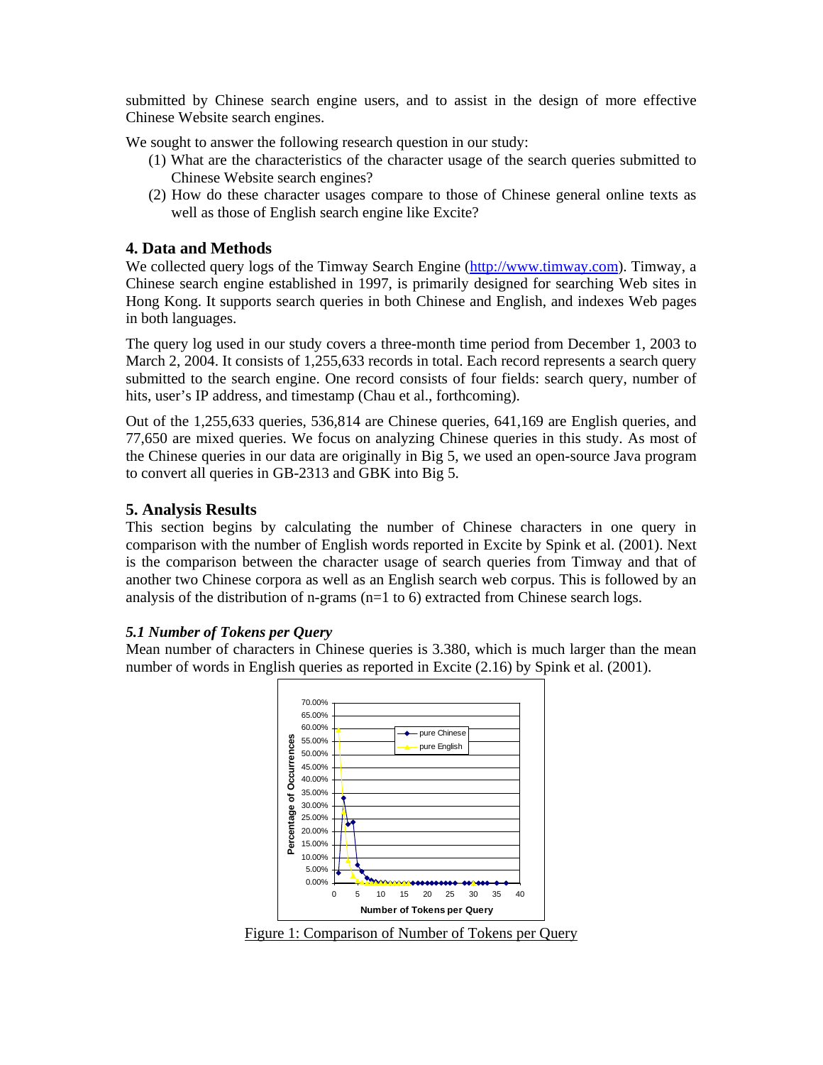submitted by Chinese search engine users, and to assist in the design of more effective Chinese Website search engines.

We sought to answer the following research question in our study:

(1) What are the characteristics of the character usage of the search queries submitted to Chinese Website search engines?
(2) How do these character usages compare to those of Chinese general online texts as well as those of English search engine like Excite?

## 4. Data and Methods

We collected query logs of the Timway Search Engine (http://www.timway.com). Timway, a Chinese search engine established in 1997, is primarily designed for searching Web sites in Hong Kong. It supports search queries in both Chinese and English, and indexes Web pages in both languages.

The query log used in our study covers a three-month time period from December 1, 2003 to March 2, 2004. It consists of 1,255,633 records in total. Each record represents a search query submitted to the search engine. One record consists of four fields: search query, number of hits, user's IP address, and timestamp (Chau et al., forthcoming).

Out of the 1,255,633 queries, 536,814 are Chinese queries, 641,169 are English queries, and 77,650 are mixed queries. We focus on analyzing Chinese queries in this study. As most of the Chinese queries in our data are originally in Big 5, we used an open-source Java program to convert all queries in GB-2313 and GBK into Big 5.

## 5. Analysis Results

This section begins by calculating the number of Chinese characters in one query in comparison with the number of English words reported in Excite by Spink et al. (2001). Next is the comparison between the character usage of search queries from Timway and that of another two Chinese corpora as well as an English search web corpus. This is followed by an analysis of the distribution of n-grams (n=1 to 6) extracted from Chinese search logs.

### *5.1 Number of Tokens per Query*

Mean number of characters in Chinese queries is 3.380, which is much larger than the mean number of words in English queries as reported in Excite (2.16) by Spink et al. (2001).

Figure 1: Comparison of Number of Tokens per Query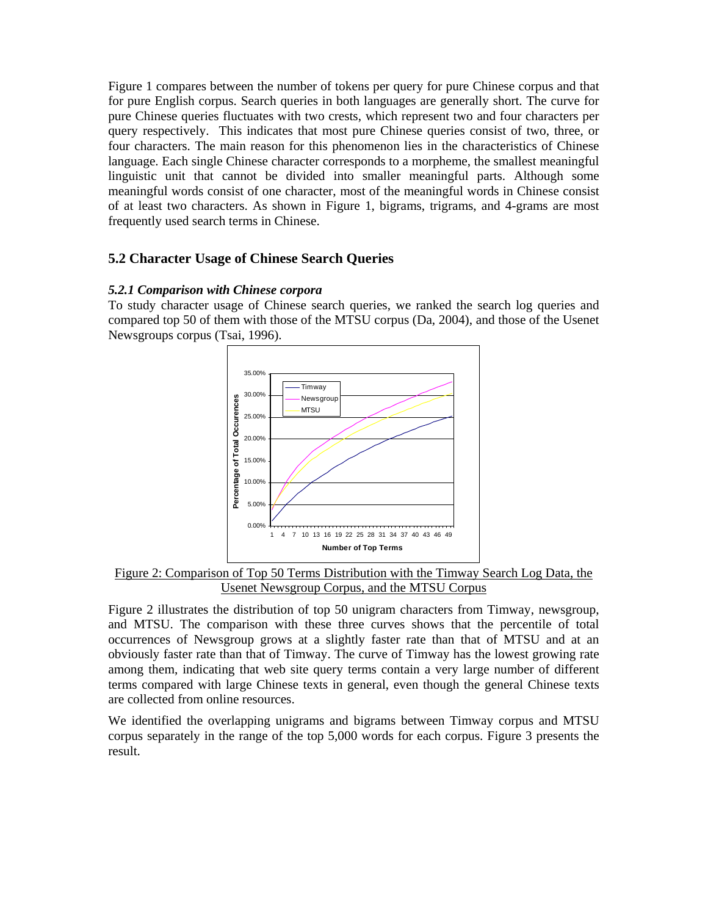Figure 1 compares between the number of tokens per query for pure Chinese corpus and that for pure English corpus. Search queries in both languages are generally short. The curve for pure Chinese queries fluctuates with two crests, which represent two and four characters per query respectively. This indicates that most pure Chinese queries consist of two, three, or four characters. The main reason for this phenomenon lies in the characteristics of Chinese language. Each single Chinese character corresponds to a morpheme, the smallest meaningful linguistic unit that cannot be divided into smaller meaningful parts. Although some meaningful words consist of one character, most of the meaningful words in Chinese consist of at least two characters. As shown in Figure 1, bigrams, trigrams, and 4-grams are most frequently used search terms in Chinese.

## 5.2 Character Usage of Chinese Search Queries

### *5.2.1 Comparison with Chinese corpora*

To study character usage of Chinese search queries, we ranked the search log queries and compared top 50 of them with those of the MTSU corpus (Da, 2004), and those of the Usenet Newsgroups corpus (Tsai, 1996).

Figure 2: Comparison of Top 50 Terms Distribution with the Timway Search Log Data, the Usenet Newsgroup Corpus, and the MTSU Corpus

Figure 2 illustrates the distribution of top 50 unigram characters from Timway, newsgroup, and MTSU. The comparison with these three curves shows that the percentile of total occurrences of Newsgroup grows at a slightly faster rate than that of MTSU and at an obviously faster rate than that of Timway. The curve of Timway has the lowest growing rate among them, indicating that web site query terms contain a very large number of different terms compared with large Chinese texts in general, even though the general Chinese texts are collected from online resources.

We identified the overlapping unigrams and bigrams between Timway corpus and MTSU corpus separately in the range of the top 5,000 words for each corpus. Figure 3 presents the result.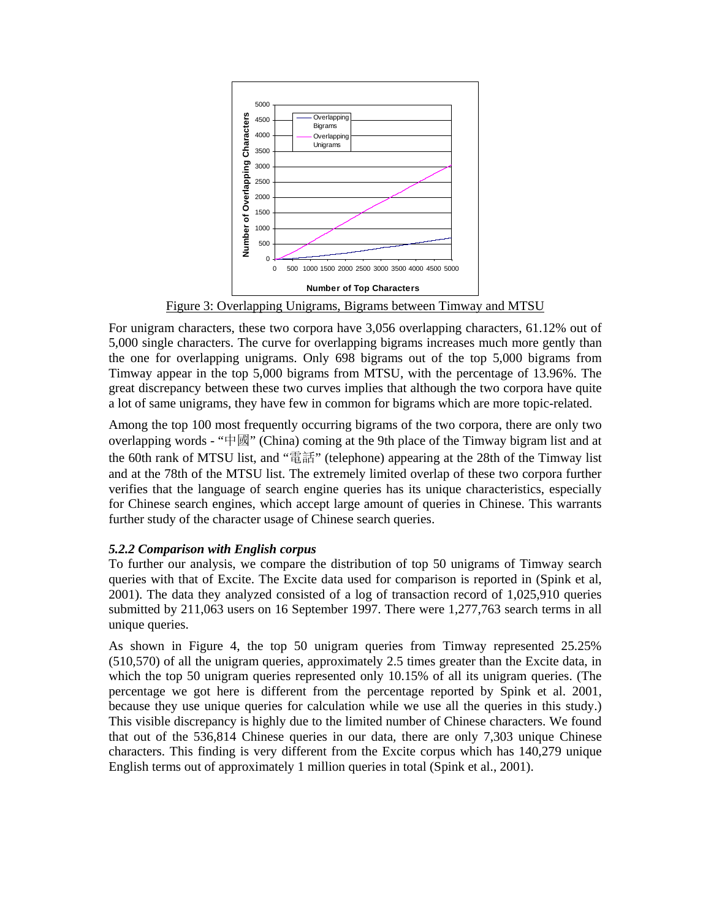Figure 3: Overlapping Unigrams, Bigrams between Timway and MTSU

For unigram characters, these two corpora have 3,056 overlapping characters, 61.12% out of 5,000 single characters. The curve for overlapping bigrams increases much more gently than the one for overlapping unigrams. Only 698 bigrams out of the top 5,000 bigrams from Timway appear in the top 5,000 bigrams from MTSU, with the percentage of 13.96%. The great discrepancy between these two curves implies that although the two corpora have quite a lot of same unigrams, they have few in common for bigrams which are more topic-related.

Among the top 100 most frequently occurring bigrams of the two corpora, there are only two overlapping words - "中國" (China) coming at the 9th place of the Timway bigram list and at the 60th rank of MTSU list, and "電話" (telephone) appearing at the 28th of the Timway list and at the 78th of the MTSU list. The extremely limited overlap of these two corpora further verifies that the language of search engine queries has its unique characteristics, especially for Chinese search engines, which accept large amount of queries in Chinese. This warrants further study of the character usage of Chinese search queries.

### *5.2.2 Comparison with English corpus*

To further our analysis, we compare the distribution of top 50 unigrams of Timway search queries with that of Excite. The Excite data used for comparison is reported in (Spink et al, 2001). The data they analyzed consisted of a log of transaction record of 1,025,910 queries submitted by 211,063 users on 16 September 1997. There were 1,277,763 search terms in all unique queries.

As shown in Figure 4, the top 50 unigram queries from Timway represented 25.25% (510,570) of all the unigram queries, approximately 2.5 times greater than the Excite data, in which the top 50 unigram queries represented only 10.15% of all its unigram queries. (The percentage we got here is different from the percentage reported by Spink et al. 2001, because they use unique queries for calculation while we use all the queries in this study.) This visible discrepancy is highly due to the limited number of Chinese characters. We found that out of the 536,814 Chinese queries in our data, there are only 7,303 unique Chinese characters. This finding is very different from the Excite corpus which has 140,279 unique English terms out of approximately 1 million queries in total (Spink et al., 2001).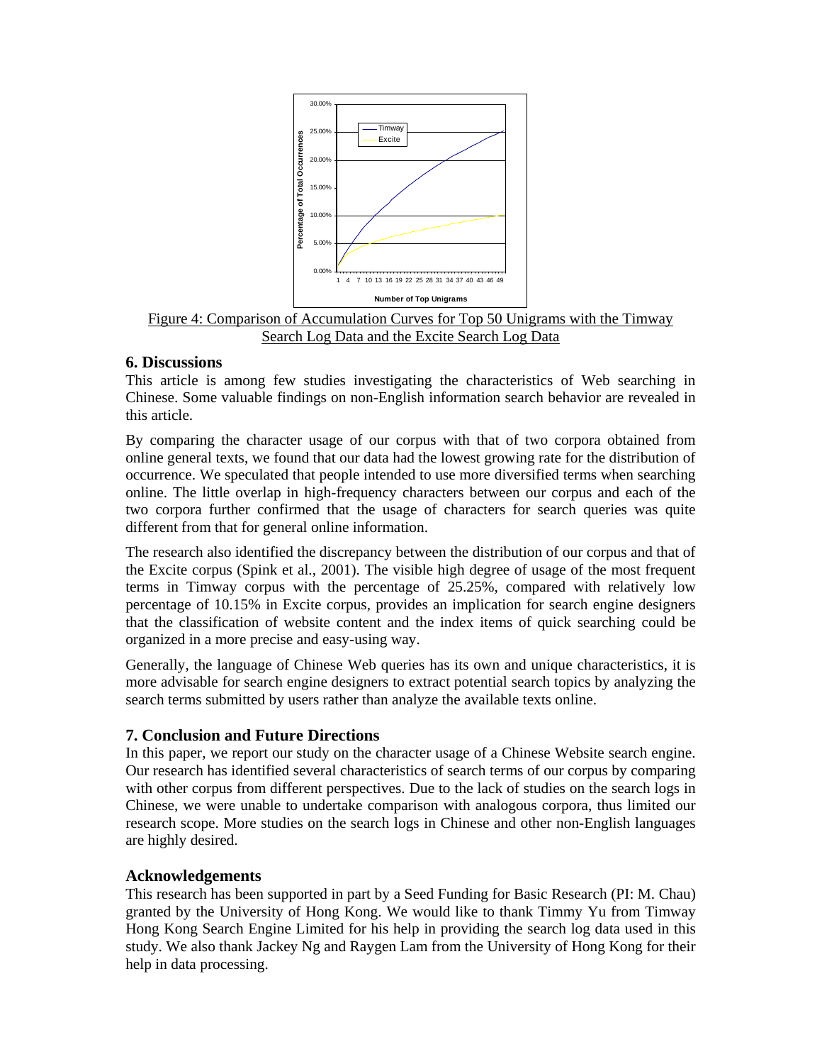Figure 4: Comparison of Accumulation Curves for Top 50 Unigrams with the Timway Search Log Data and the Excite Search Log Data

## 6. Discussions

This article is among few studies investigating the characteristics of Web searching in Chinese. Some valuable findings on non-English information search behavior are revealed in this article.

By comparing the character usage of our corpus with that of two corpora obtained from online general texts, we found that our data had the lowest growing rate for the distribution of occurrence. We speculated that people intended to use more diversified terms when searching online. The little overlap in high-frequency characters between our corpus and each of the two corpora further confirmed that the usage of characters for search queries was quite different from that for general online information.

The research also identified the discrepancy between the distribution of our corpus and that of the Excite corpus (Spink et al., 2001). The visible high degree of usage of the most frequent terms in Timway corpus with the percentage of 25.25%, compared with relatively low percentage of 10.15% in Excite corpus, provides an implication for search engine designers that the classification of website content and the index items of quick searching could be organized in a more precise and easy-using way.

Generally, the language of Chinese Web queries has its own and unique characteristics, it is more advisable for search engine designers to extract potential search topics by analyzing the search terms submitted by users rather than analyze the available texts online.

## 7. Conclusion and Future Directions

In this paper, we report our study on the character usage of a Chinese Website search engine. Our research has identified several characteristics of search terms of our corpus by comparing with other corpus from different perspectives. Due to the lack of studies on the search logs in Chinese, we were unable to undertake comparison with analogous corpora, thus limited our research scope. More studies on the search logs in Chinese and other non-English languages are highly desired.

## Acknowledgements

This research has been supported in part by a Seed Funding for Basic Research (PI: M. Chau) granted by the University of Hong Kong. We would like to thank Timmy Yu from Timway Hong Kong Search Engine Limited for his help in providing the search log data used in this study. We also thank Jackey Ng and Raygen Lam from the University of Hong Kong for their help in data processing.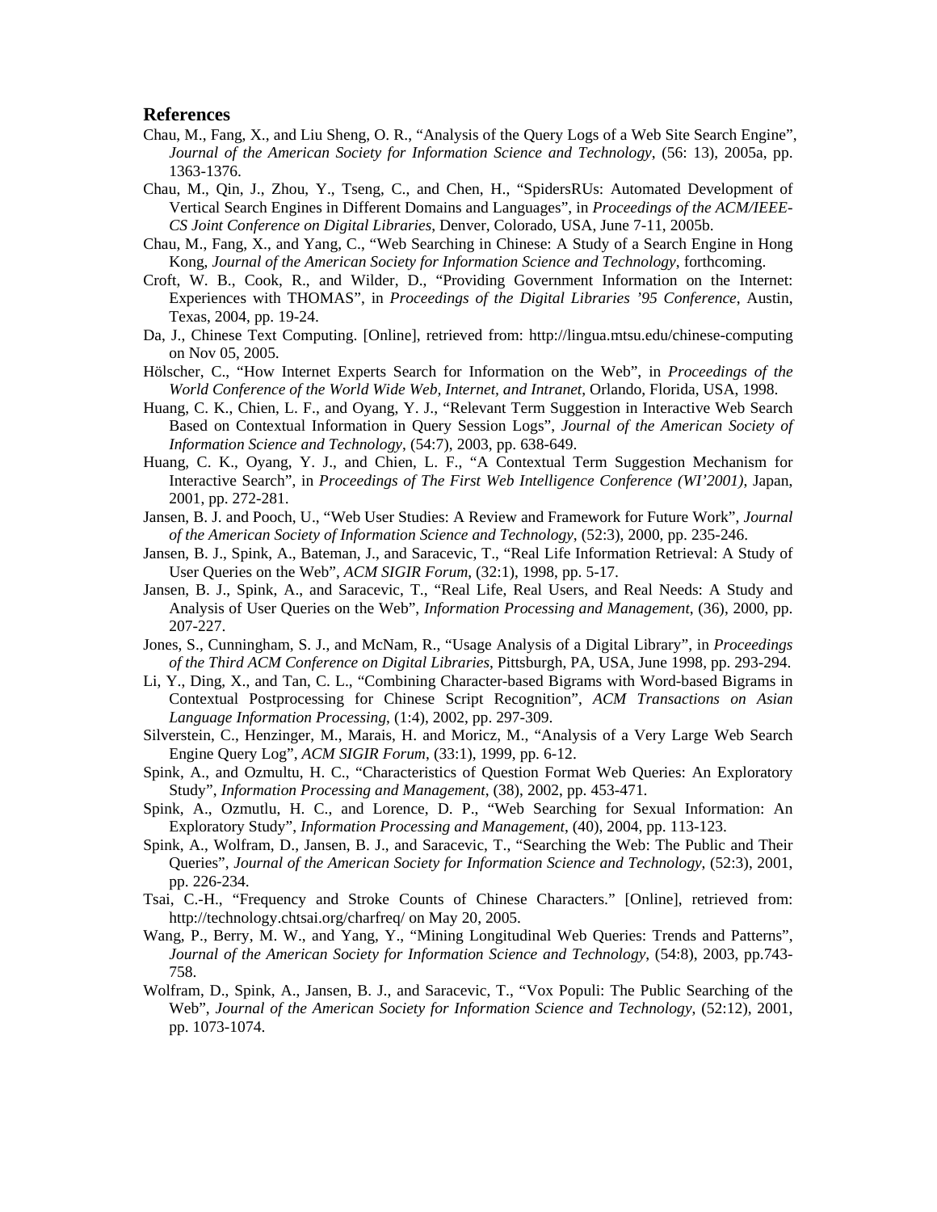## References

Chau, M., Fang, X., and Liu Sheng, O. R., "Analysis of the Query Logs of a Web Site Search Engine", *Journal of the American Society for Information Science and Technology*, (56: 13), 2005a, pp. 1363-1376.

Chau, M., Qin, J., Zhou, Y., Tseng, C., and Chen, H., "SpidersRUs: Automated Development of Vertical Search Engines in Different Domains and Languages", in *Proceedings of the ACM/IEEE-CS Joint Conference on Digital Libraries*, Denver, Colorado, USA, June 7-11, 2005b.

Chau, M., Fang, X., and Yang, C., "Web Searching in Chinese: A Study of a Search Engine in Hong Kong, *Journal of the American Society for Information Science and Technology*, forthcoming.

Croft, W. B., Cook, R., and Wilder, D., "Providing Government Information on the Internet: Experiences with THOMAS", in *Proceedings of the Digital Libraries '95 Conference*, Austin, Texas, 2004, pp. 19-24.

Da, J., Chinese Text Computing. [Online], retrieved from: http://lingua.mtsu.edu/chinese-computing on Nov 05, 2005.

Hölscher, C., "How Internet Experts Search for Information on the Web", in *Proceedings of the World Conference of the World Wide Web, Internet, and Intranet*, Orlando, Florida, USA, 1998.

Huang, C. K., Chien, L. F., and Oyang, Y. J., "Relevant Term Suggestion in Interactive Web Search Based on Contextual Information in Query Session Logs", *Journal of the American Society of Information Science and Technology*, (54:7), 2003, pp. 638-649.

Huang, C. K., Oyang, Y. J., and Chien, L. F., "A Contextual Term Suggestion Mechanism for Interactive Search", in *Proceedings of The First Web Intelligence Conference (WI'2001)*, Japan, 2001, pp. 272-281.

Jansen, B. J. and Pooch, U., "Web User Studies: A Review and Framework for Future Work", *Journal of the American Society of Information Science and Technology*, (52:3), 2000, pp. 235-246.

Jansen, B. J., Spink, A., Bateman, J., and Saracevic, T., "Real Life Information Retrieval: A Study of User Queries on the Web", *ACM SIGIR Forum*, (32:1), 1998, pp. 5-17.

Jansen, B. J., Spink, A., and Saracevic, T., "Real Life, Real Users, and Real Needs: A Study and Analysis of User Queries on the Web", *Information Processing and Management*, (36), 2000, pp. 207-227.

Jones, S., Cunningham, S. J., and McNam, R., "Usage Analysis of a Digital Library", in *Proceedings of the Third ACM Conference on Digital Libraries*, Pittsburgh, PA, USA, June 1998, pp. 293-294.

Li, Y., Ding, X., and Tan, C. L., "Combining Character-based Bigrams with Word-based Bigrams in Contextual Postprocessing for Chinese Script Recognition", *ACM Transactions on Asian Language Information Processing*, (1:4), 2002, pp. 297-309.

Silverstein, C., Henzinger, M., Marais, H. and Moricz, M., "Analysis of a Very Large Web Search Engine Query Log", *ACM SIGIR Forum*, (33:1), 1999, pp. 6-12.

Spink, A., and Ozmultu, H. C., "Characteristics of Question Format Web Queries: An Exploratory Study", *Information Processing and Management*, (38), 2002, pp. 453-471.

Spink, A., Ozmutlu, H. C., and Lorence, D. P., "Web Searching for Sexual Information: An Exploratory Study", *Information Processing and Management*, (40), 2004, pp. 113-123.

Spink, A., Wolfram, D., Jansen, B. J., and Saracevic, T., "Searching the Web: The Public and Their Queries", *Journal of the American Society for Information Science and Technology*, (52:3), 2001, pp. 226-234.

Tsai, C.-H., "Frequency and Stroke Counts of Chinese Characters." [Online], retrieved from: http://technology.chtsai.org/charfreq/ on May 20, 2005.

Wang, P., Berry, M. W., and Yang, Y., "Mining Longitudinal Web Queries: Trends and Patterns", *Journal of the American Society for Information Science and Technology*, (54:8), 2003, pp.743-758.

Wolfram, D., Spink, A., Jansen, B. J., and Saracevic, T., "Vox Populi: The Public Searching of the Web", *Journal of the American Society for Information Science and Technology*, (52:12), 2001, pp. 1073-1074.